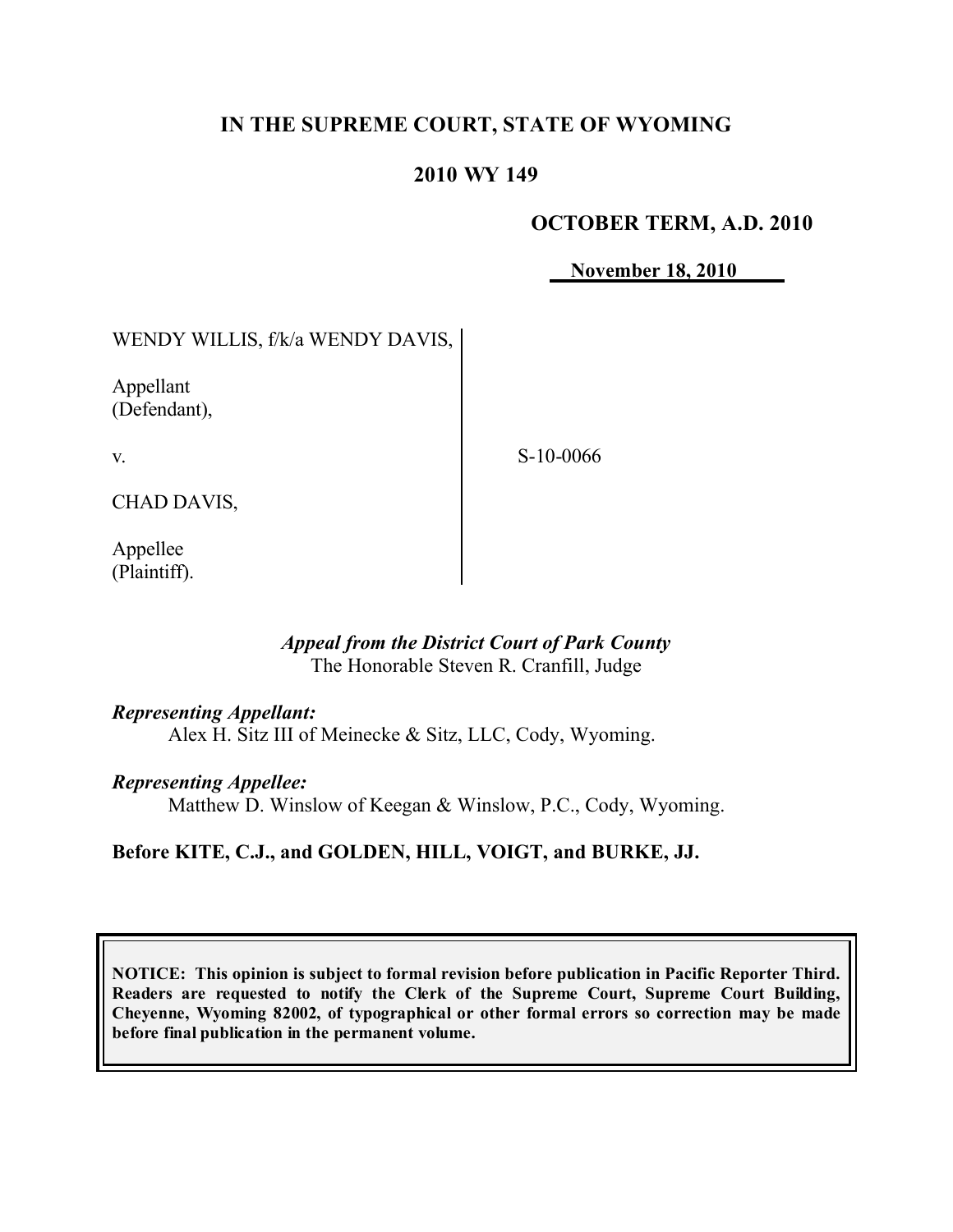# IN THE SUPREME COURT, STATE OF WYOMING

## 2010 WY 149

**OCTOBER TERM, A.D. 2010**

**November 18, 2010**

| | | |
|---|---|---|
| WENDY WILLIS, f/k/a WENDY DAVIS,<br><br>Appellant<br>(Defendant),<br><br>v.<br><br>CHAD DAVIS,<br><br>Appellee<br>(Plaintiff). | | S-10-0066 |

*Appeal from the District Court of Park County*
The Honorable Steven R. Cranfill, Judge

***Representing Appellant:***
Alex H. Sitz III of Meinecke & Sitz, LLC, Cody, Wyoming.

***Representing Appellee:***
Matthew D. Winslow of Keegan & Winslow, P.C., Cody, Wyoming.

**Before KITE, C.J., and GOLDEN, HILL, VOIGT, and BURKE, JJ.**

**NOTICE: This opinion is subject to formal revision before publication in Pacific Reporter Third. Readers are requested to notify the Clerk of the Supreme Court, Supreme Court Building, Cheyenne, Wyoming 82002, of typographical or other formal errors so correction may be made before final publication in the permanent volume.**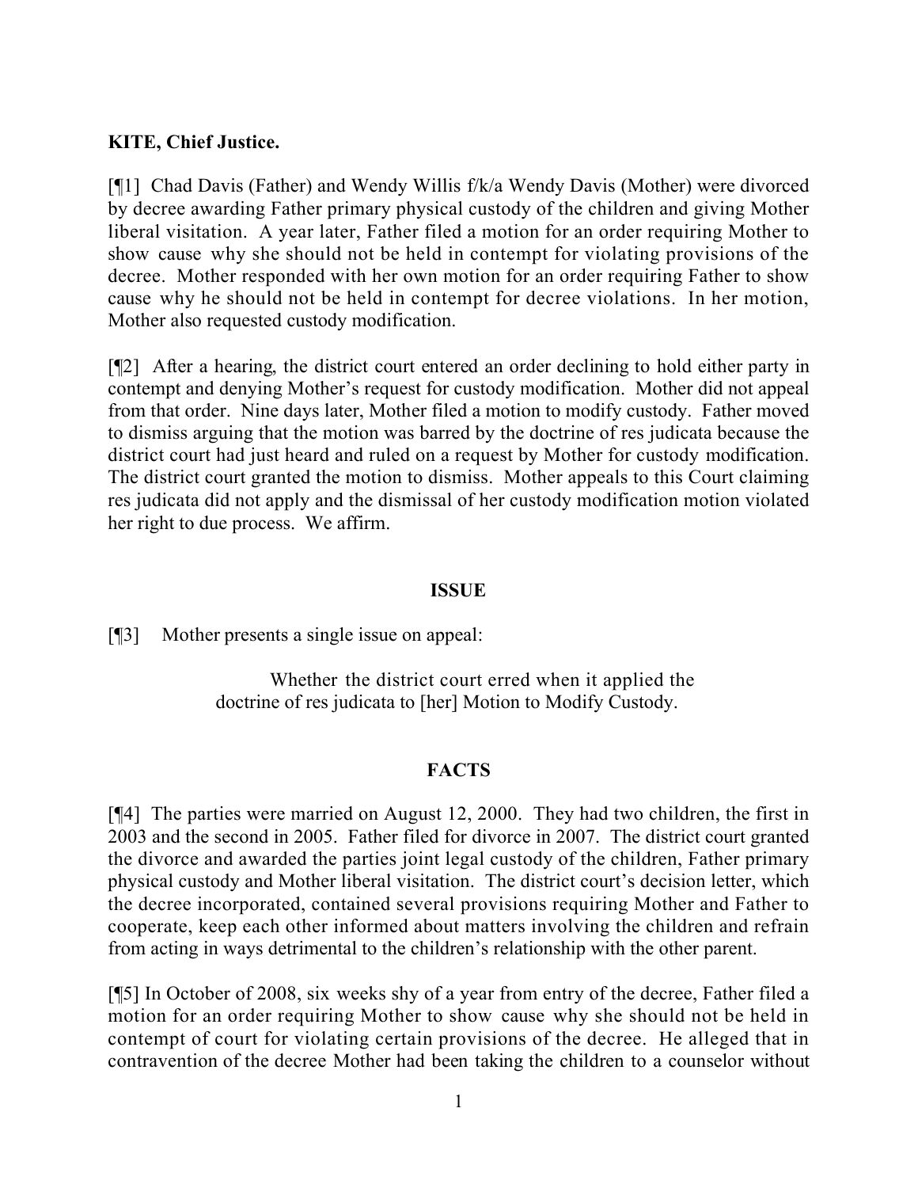**KITE, Chief Justice.**

[¶1] Chad Davis (Father) and Wendy Willis f/k/a Wendy Davis (Mother) were divorced by decree awarding Father primary physical custody of the children and giving Mother liberal visitation. A year later, Father filed a motion for an order requiring Mother to show cause why she should not be held in contempt for violating provisions of the decree. Mother responded with her own motion for an order requiring Father to show cause why he should not be held in contempt for decree violations. In her motion, Mother also requested custody modification.

[¶2] After a hearing, the district court entered an order declining to hold either party in contempt and denying Mother's request for custody modification. Mother did not appeal from that order. Nine days later, Mother filed a motion to modify custody. Father moved to dismiss arguing that the motion was barred by the doctrine of res judicata because the district court had just heard and ruled on a request by Mother for custody modification. The district court granted the motion to dismiss. Mother appeals to this Court claiming res judicata did not apply and the dismissal of her custody modification motion violated her right to due process. We affirm.

## ISSUE

[¶3] Mother presents a single issue on appeal:

> Whether the district court erred when it applied the doctrine of res judicata to [her] Motion to Modify Custody.

## FACTS

[¶4] The parties were married on August 12, 2000. They had two children, the first in 2003 and the second in 2005. Father filed for divorce in 2007. The district court granted the divorce and awarded the parties joint legal custody of the children, Father primary physical custody and Mother liberal visitation. The district court's decision letter, which the decree incorporated, contained several provisions requiring Mother and Father to cooperate, keep each other informed about matters involving the children and refrain from acting in ways detrimental to the children's relationship with the other parent.

[¶5] In October of 2008, six weeks shy of a year from entry of the decree, Father filed a motion for an order requiring Mother to show cause why she should not be held in contempt of court for violating certain provisions of the decree. He alleged that in contravention of the decree Mother had been taking the children to a counselor without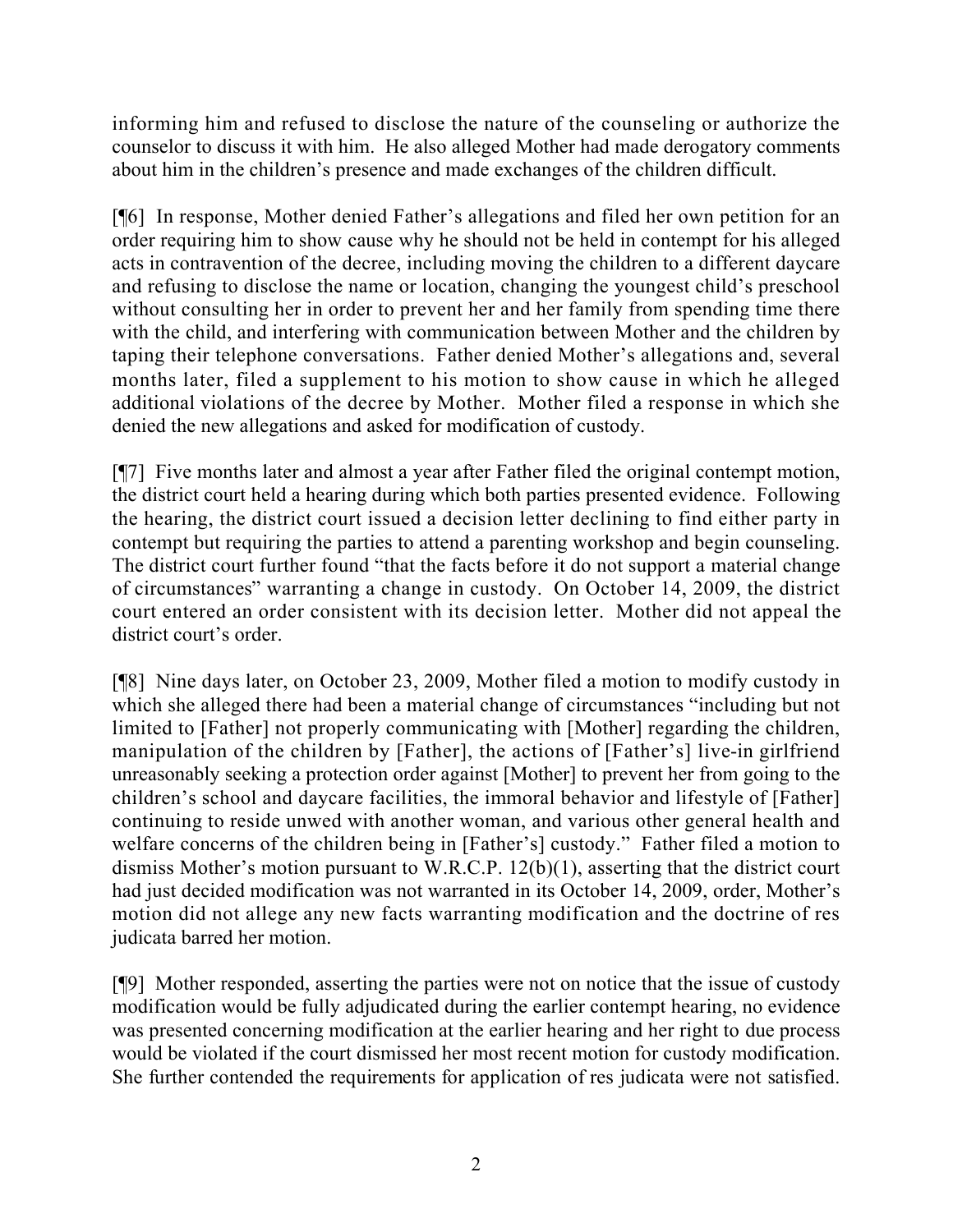informing him and refused to disclose the nature of the counseling or authorize the counselor to discuss it with him. He also alleged Mother had made derogatory comments about him in the children's presence and made exchanges of the children difficult.

[¶6] In response, Mother denied Father's allegations and filed her own petition for an order requiring him to show cause why he should not be held in contempt for his alleged acts in contravention of the decree, including moving the children to a different daycare and refusing to disclose the name or location, changing the youngest child's preschool without consulting her in order to prevent her and her family from spending time there with the child, and interfering with communication between Mother and the children by taping their telephone conversations. Father denied Mother's allegations and, several months later, filed a supplement to his motion to show cause in which he alleged additional violations of the decree by Mother. Mother filed a response in which she denied the new allegations and asked for modification of custody.

[¶7] Five months later and almost a year after Father filed the original contempt motion, the district court held a hearing during which both parties presented evidence. Following the hearing, the district court issued a decision letter declining to find either party in contempt but requiring the parties to attend a parenting workshop and begin counseling. The district court further found "that the facts before it do not support a material change of circumstances" warranting a change in custody. On October 14, 2009, the district court entered an order consistent with its decision letter. Mother did not appeal the district court's order.

[¶8] Nine days later, on October 23, 2009, Mother filed a motion to modify custody in which she alleged there had been a material change of circumstances "including but not limited to [Father] not properly communicating with [Mother] regarding the children, manipulation of the children by [Father], the actions of [Father's] live-in girlfriend unreasonably seeking a protection order against [Mother] to prevent her from going to the children's school and daycare facilities, the immoral behavior and lifestyle of [Father] continuing to reside unwed with another woman, and various other general health and welfare concerns of the children being in [Father's] custody." Father filed a motion to dismiss Mother's motion pursuant to W.R.C.P. 12(b)(1), asserting that the district court had just decided modification was not warranted in its October 14, 2009, order, Mother's motion did not allege any new facts warranting modification and the doctrine of res judicata barred her motion.

[¶9] Mother responded, asserting the parties were not on notice that the issue of custody modification would be fully adjudicated during the earlier contempt hearing, no evidence was presented concerning modification at the earlier hearing and her right to due process would be violated if the court dismissed her most recent motion for custody modification. She further contended the requirements for application of res judicata were not satisfied.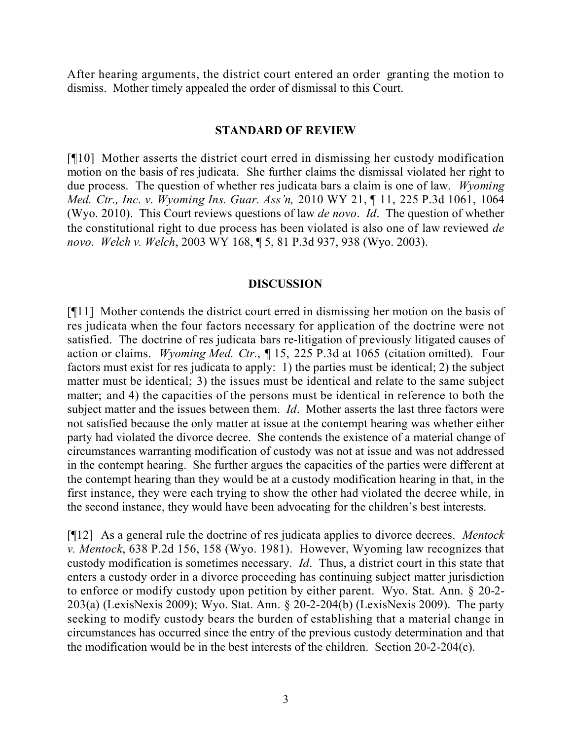After hearing arguments, the district court entered an order granting the motion to dismiss. Mother timely appealed the order of dismissal to this Court.

## STANDARD OF REVIEW

[¶10] Mother asserts the district court erred in dismissing her custody modification motion on the basis of res judicata. She further claims the dismissal violated her right to due process. The question of whether res judicata bars a claim is one of law. *Wyoming Med. Ctr., Inc. v. Wyoming Ins. Guar. Ass'n,* 2010 WY 21, ¶ 11, 225 P.3d 1061, 1064 (Wyo. 2010). This Court reviews questions of law *de novo*. *Id*. The question of whether the constitutional right to due process has been violated is also one of law reviewed *de novo*. *Welch v. Welch*, 2003 WY 168, ¶ 5, 81 P.3d 937, 938 (Wyo. 2003).

## DISCUSSION

[¶11] Mother contends the district court erred in dismissing her motion on the basis of res judicata when the four factors necessary for application of the doctrine were not satisfied. The doctrine of res judicata bars re-litigation of previously litigated causes of action or claims. *Wyoming Med. Ctr.*, ¶ 15, 225 P.3d at 1065 (citation omitted). Four factors must exist for res judicata to apply: 1) the parties must be identical; 2) the subject matter must be identical; 3) the issues must be identical and relate to the same subject matter; and 4) the capacities of the persons must be identical in reference to both the subject matter and the issues between them. *Id*. Mother asserts the last three factors were not satisfied because the only matter at issue at the contempt hearing was whether either party had violated the divorce decree. She contends the existence of a material change of circumstances warranting modification of custody was not at issue and was not addressed in the contempt hearing. She further argues the capacities of the parties were different at the contempt hearing than they would be at a custody modification hearing in that, in the first instance, they were each trying to show the other had violated the decree while, in the second instance, they would have been advocating for the children's best interests.

[¶12] As a general rule the doctrine of res judicata applies to divorce decrees. *Mentock v. Mentock*, 638 P.2d 156, 158 (Wyo. 1981). However, Wyoming law recognizes that custody modification is sometimes necessary. *Id*. Thus, a district court in this state that enters a custody order in a divorce proceeding has continuing subject matter jurisdiction to enforce or modify custody upon petition by either parent. Wyo. Stat. Ann. § 20-2-203(a) (LexisNexis 2009); Wyo. Stat. Ann. § 20-2-204(b) (LexisNexis 2009). The party seeking to modify custody bears the burden of establishing that a material change in circumstances has occurred since the entry of the previous custody determination and that the modification would be in the best interests of the children. Section 20-2-204(c).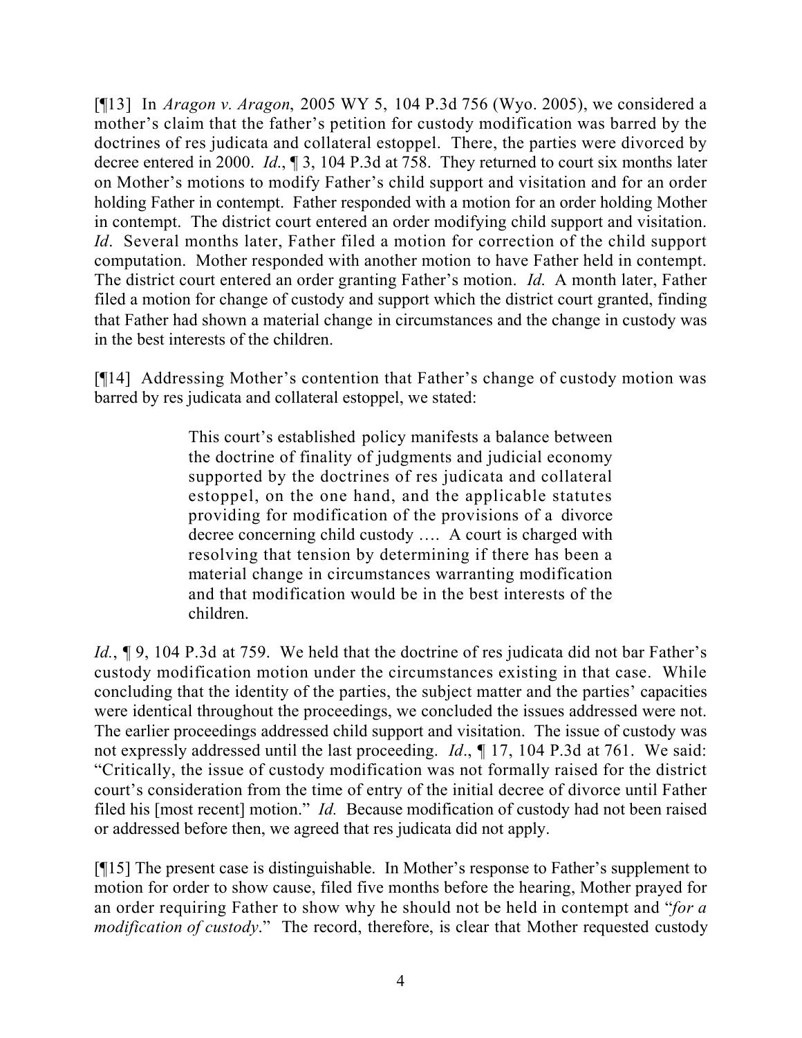[¶13] In *Aragon v. Aragon*, 2005 WY 5, 104 P.3d 756 (Wyo. 2005), we considered a mother's claim that the father's petition for custody modification was barred by the doctrines of res judicata and collateral estoppel. There, the parties were divorced by decree entered in 2000. *Id*., ¶ 3, 104 P.3d at 758. They returned to court six months later on Mother's motions to modify Father's child support and visitation and for an order holding Father in contempt. Father responded with a motion for an order holding Mother in contempt. The district court entered an order modifying child support and visitation. *Id*. Several months later, Father filed a motion for correction of the child support computation. Mother responded with another motion to have Father held in contempt. The district court entered an order granting Father's motion. *Id.* A month later, Father filed a motion for change of custody and support which the district court granted, finding that Father had shown a material change in circumstances and the change in custody was in the best interests of the children.

[¶14] Addressing Mother's contention that Father's change of custody motion was barred by res judicata and collateral estoppel, we stated:

> This court's established policy manifests a balance between the doctrine of finality of judgments and judicial economy supported by the doctrines of res judicata and collateral estoppel, on the one hand, and the applicable statutes providing for modification of the provisions of a divorce decree concerning child custody …. A court is charged with resolving that tension by determining if there has been a material change in circumstances warranting modification and that modification would be in the best interests of the children.

*Id*., ¶ 9, 104 P.3d at 759. We held that the doctrine of res judicata did not bar Father's custody modification motion under the circumstances existing in that case. While concluding that the identity of the parties, the subject matter and the parties' capacities were identical throughout the proceedings, we concluded the issues addressed were not. The earlier proceedings addressed child support and visitation. The issue of custody was not expressly addressed until the last proceeding. *Id*., ¶ 17, 104 P.3d at 761. We said: "Critically, the issue of custody modification was not formally raised for the district court's consideration from the time of entry of the initial decree of divorce until Father filed his [most recent] motion." *Id.* Because modification of custody had not been raised or addressed before then, we agreed that res judicata did not apply.

[¶15] The present case is distinguishable. In Mother's response to Father's supplement to motion for order to show cause, filed five months before the hearing, Mother prayed for an order requiring Father to show why he should not be held in contempt and "*for a modification of custody*." The record, therefore, is clear that Mother requested custody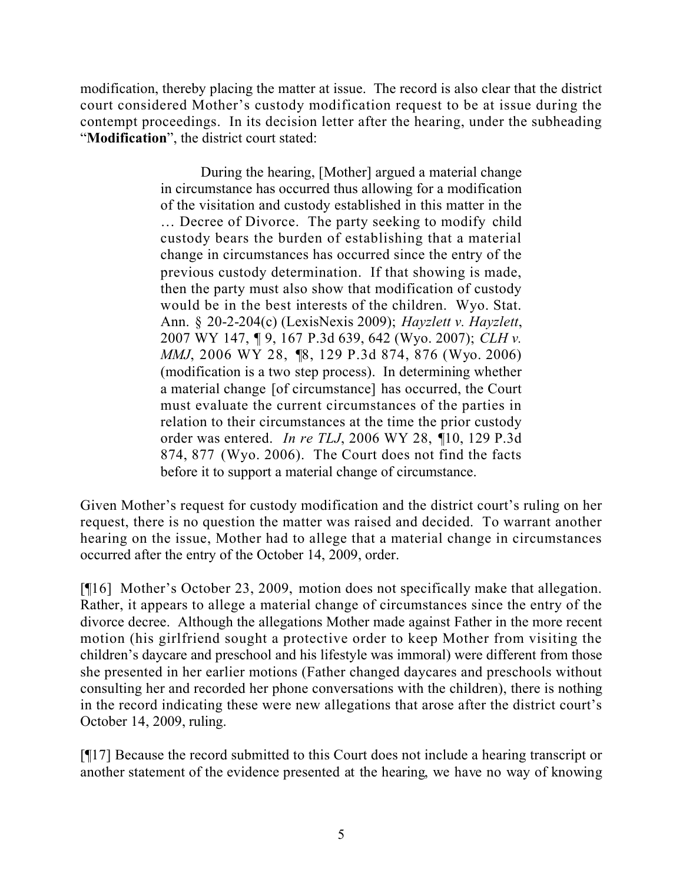modification, thereby placing the matter at issue. The record is also clear that the district court considered Mother's custody modification request to be at issue during the contempt proceedings. In its decision letter after the hearing, under the subheading "**Modification**", the district court stated:

> During the hearing, [Mother] argued a material change in circumstance has occurred thus allowing for a modification of the visitation and custody established in this matter in the … Decree of Divorce. The party seeking to modify child custody bears the burden of establishing that a material change in circumstances has occurred since the entry of the previous custody determination. If that showing is made, then the party must also show that modification of custody would be in the best interests of the children. Wyo. Stat. Ann. § 20-2-204(c) (LexisNexis 2009); *Hayzlett v. Hayzlett*, 2007 WY 147, ¶ 9, 167 P.3d 639, 642 (Wyo. 2007); *CLH v. MMJ*, 2006 WY 28, ¶8, 129 P.3d 874, 876 (Wyo. 2006) (modification is a two step process). In determining whether a material change [of circumstance] has occurred, the Court must evaluate the current circumstances of the parties in relation to their circumstances at the time the prior custody order was entered. *In re TLJ*, 2006 WY 28, ¶10, 129 P.3d 874, 877 (Wyo. 2006). The Court does not find the facts before it to support a material change of circumstance.

Given Mother's request for custody modification and the district court's ruling on her request, there is no question the matter was raised and decided. To warrant another hearing on the issue, Mother had to allege that a material change in circumstances occurred after the entry of the October 14, 2009, order.

[¶16] Mother's October 23, 2009, motion does not specifically make that allegation. Rather, it appears to allege a material change of circumstances since the entry of the divorce decree. Although the allegations Mother made against Father in the more recent motion (his girlfriend sought a protective order to keep Mother from visiting the children's daycare and preschool and his lifestyle was immoral) were different from those she presented in her earlier motions (Father changed daycares and preschools without consulting her and recorded her phone conversations with the children), there is nothing in the record indicating these were new allegations that arose after the district court's October 14, 2009, ruling.

[¶17] Because the record submitted to this Court does not include a hearing transcript or another statement of the evidence presented at the hearing, we have no way of knowing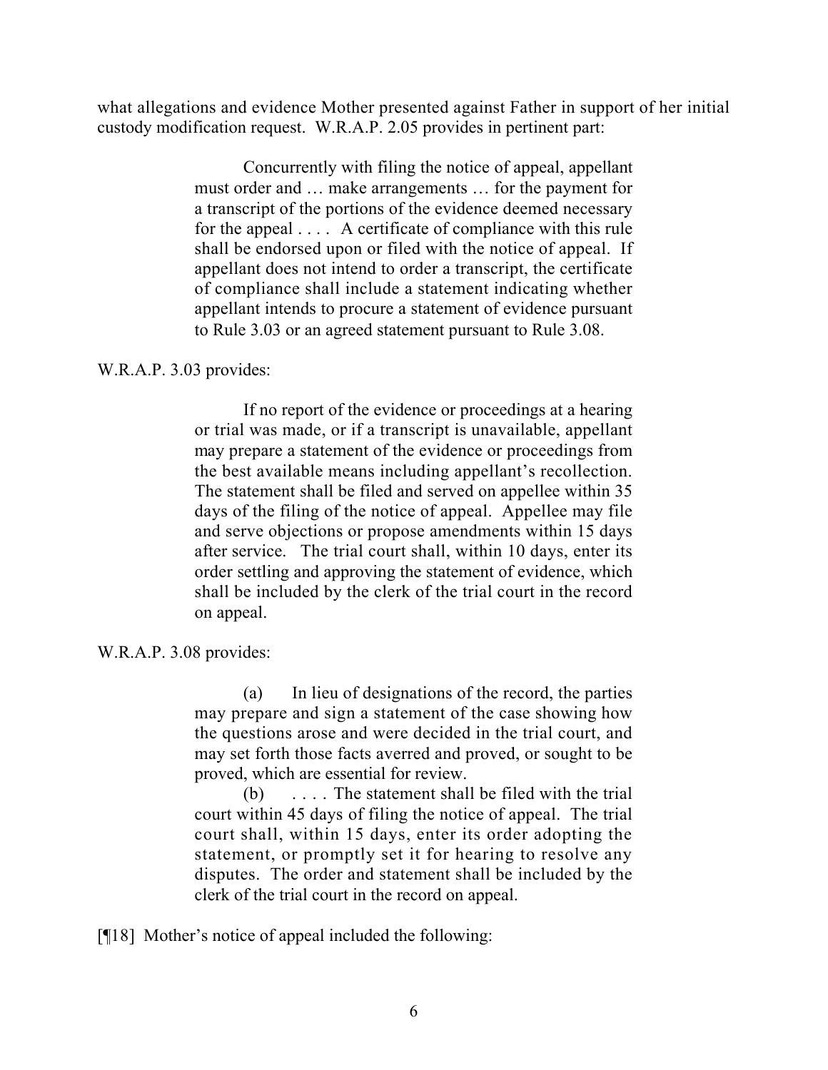what allegations and evidence Mother presented against Father in support of her initial custody modification request. W.R.A.P. 2.05 provides in pertinent part:

> Concurrently with filing the notice of appeal, appellant must order and … make arrangements … for the payment for a transcript of the portions of the evidence deemed necessary for the appeal . . . . A certificate of compliance with this rule shall be endorsed upon or filed with the notice of appeal. If appellant does not intend to order a transcript, the certificate of compliance shall include a statement indicating whether appellant intends to procure a statement of evidence pursuant to Rule 3.03 or an agreed statement pursuant to Rule 3.08.

W.R.A.P. 3.03 provides:

> If no report of the evidence or proceedings at a hearing or trial was made, or if a transcript is unavailable, appellant may prepare a statement of the evidence or proceedings from the best available means including appellant's recollection. The statement shall be filed and served on appellee within 35 days of the filing of the notice of appeal. Appellee may file and serve objections or propose amendments within 15 days after service. The trial court shall, within 10 days, enter its order settling and approving the statement of evidence, which shall be included by the clerk of the trial court in the record on appeal.

W.R.A.P. 3.08 provides:

> (a) In lieu of designations of the record, the parties may prepare and sign a statement of the case showing how the questions arose and were decided in the trial court, and may set forth those facts averred and proved, or sought to be proved, which are essential for review.
>
> (b) . . . . The statement shall be filed with the trial court within 45 days of filing the notice of appeal. The trial court shall, within 15 days, enter its order adopting the statement, or promptly set it for hearing to resolve any disputes. The order and statement shall be included by the clerk of the trial court in the record on appeal.

[¶18] Mother's notice of appeal included the following: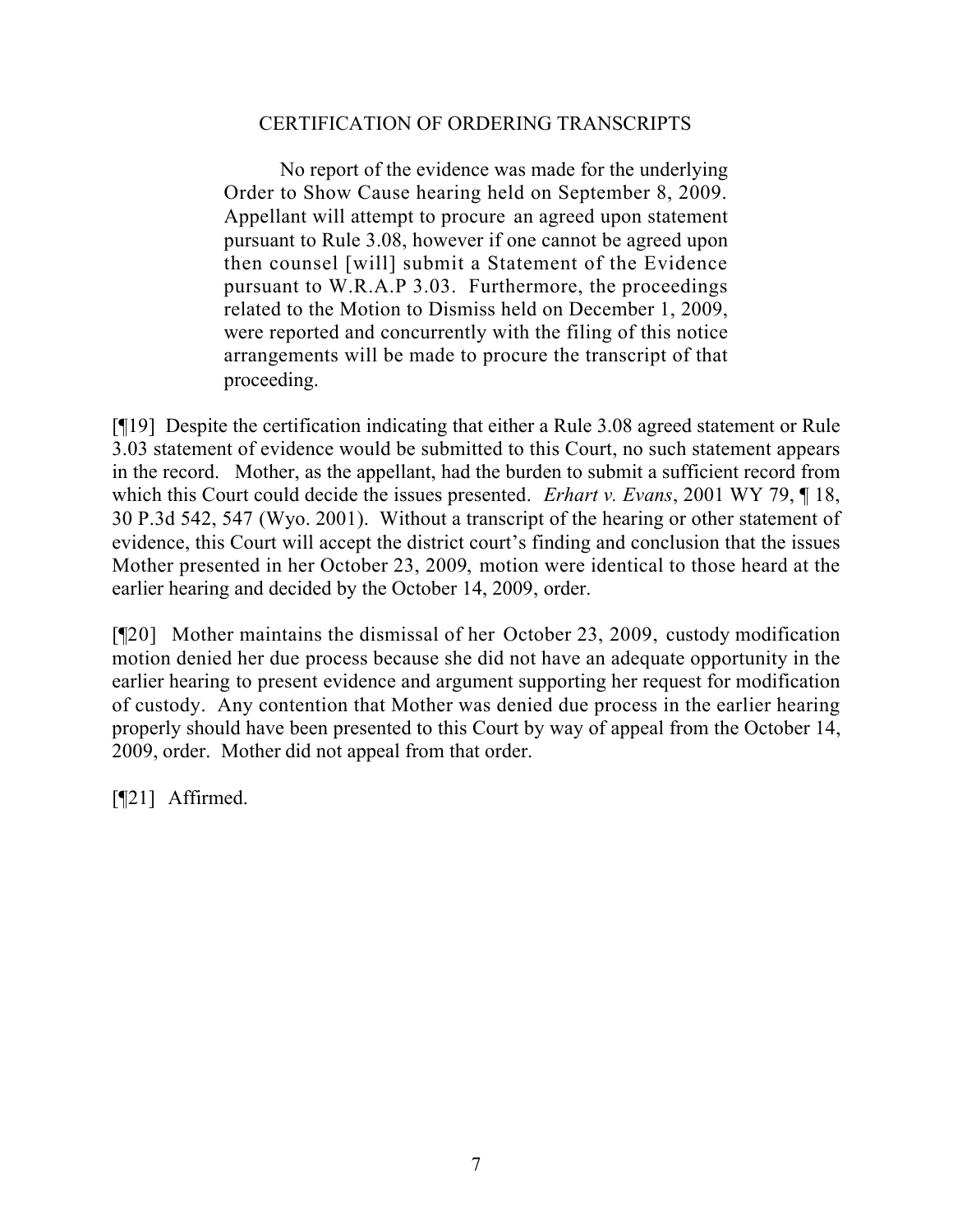CERTIFICATION OF ORDERING TRANSCRIPTS

> No report of the evidence was made for the underlying Order to Show Cause hearing held on September 8, 2009. Appellant will attempt to procure an agreed upon statement pursuant to Rule 3.08, however if one cannot be agreed upon then counsel [will] submit a Statement of the Evidence pursuant to W.R.A.P 3.03. Furthermore, the proceedings related to the Motion to Dismiss held on December 1, 2009, were reported and concurrently with the filing of this notice arrangements will be made to procure the transcript of that proceeding.

[¶19] Despite the certification indicating that either a Rule 3.08 agreed statement or Rule 3.03 statement of evidence would be submitted to this Court, no such statement appears in the record. Mother, as the appellant, had the burden to submit a sufficient record from which this Court could decide the issues presented. *Erhart v. Evans*, 2001 WY 79, ¶ 18, 30 P.3d 542, 547 (Wyo. 2001). Without a transcript of the hearing or other statement of evidence, this Court will accept the district court's finding and conclusion that the issues Mother presented in her October 23, 2009, motion were identical to those heard at the earlier hearing and decided by the October 14, 2009, order.

[¶20] Mother maintains the dismissal of her October 23, 2009, custody modification motion denied her due process because she did not have an adequate opportunity in the earlier hearing to present evidence and argument supporting her request for modification of custody. Any contention that Mother was denied due process in the earlier hearing properly should have been presented to this Court by way of appeal from the October 14, 2009, order. Mother did not appeal from that order.

[¶21] Affirmed.